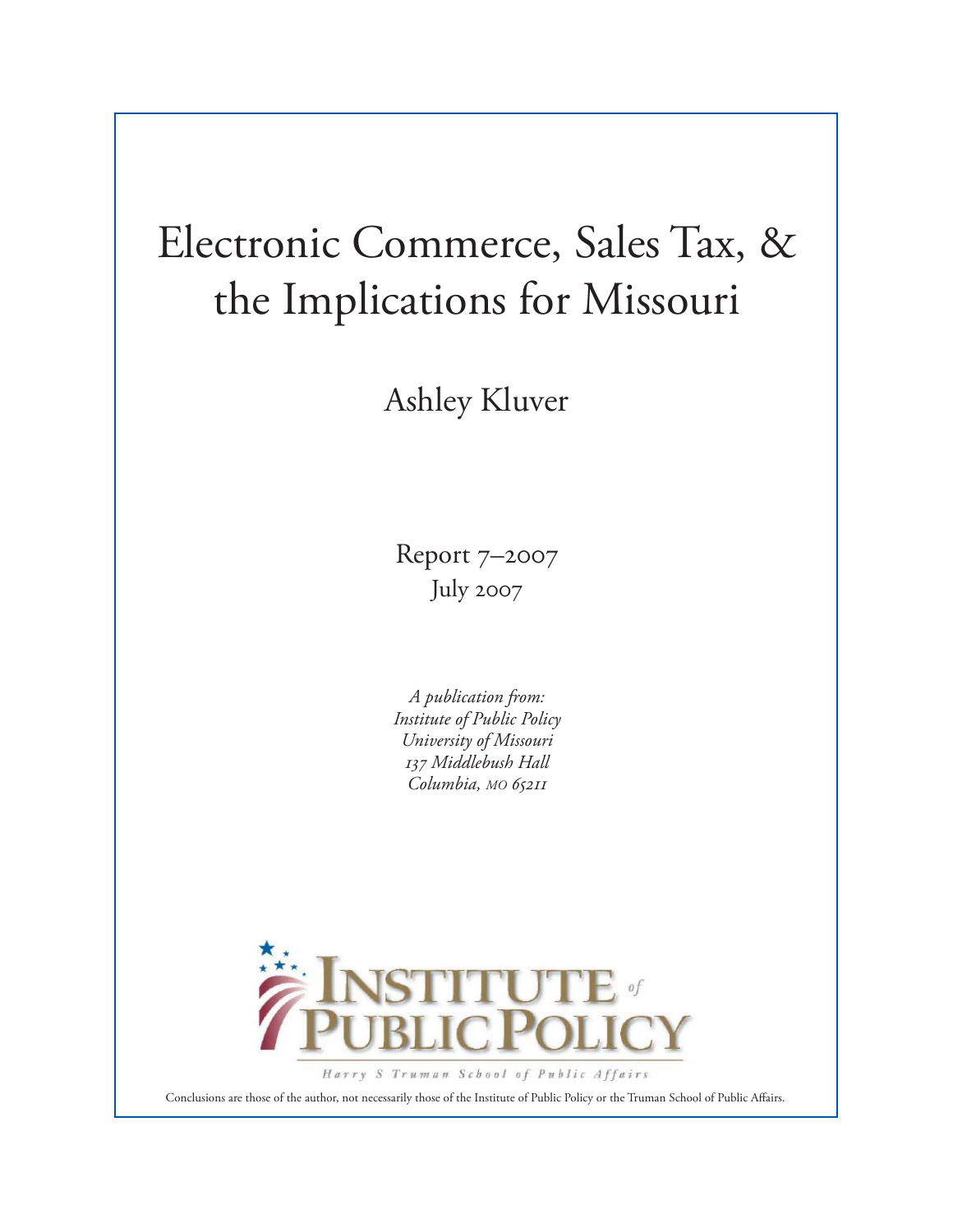# Electronic Commerce, Sales Tax, & the Implications for Missouri

Ashley Kluver

Report 7–2007
July 2007

*A publication from:*
*Institute of Public Policy*
*University of Missouri*
*137 Middlebush Hall*
*Columbia, MO 65211*

INSTITUTE of PUBLIC POLICY
Harry S Truman School of Public Affairs

Conclusions are those of the author, not necessarily those of the Institute of Public Policy or the Truman School of Public Affairs.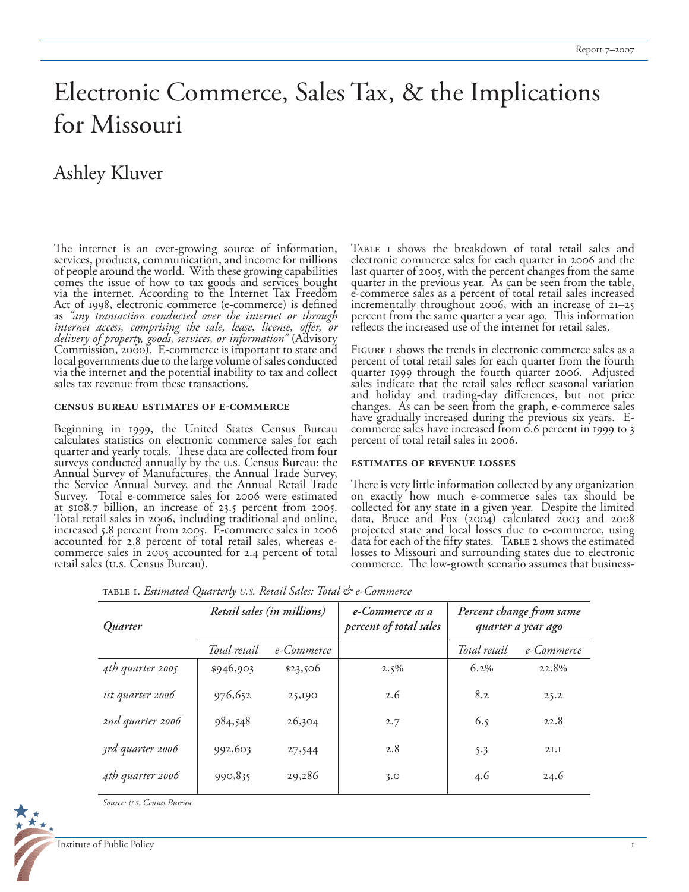# Electronic Commerce, Sales Tax, & the Implications for Missouri

## Ashley Kluver

The internet is an ever-growing source of information, services, products, communication, and income for millions of people around the world. With these growing capabilities comes the issue of how to tax goods and services bought via the internet. According to the Internet Tax Freedom Act of 1998, electronic commerce (e-commerce) is defined as *"any transaction conducted over the internet or through internet access, comprising the sale, lease, license, offer, or delivery of property, goods, services, or information"* (Advisory Commission, 2000). E-commerce is important to state and local governments due to the large volume of sales conducted via the internet and the potential inability to tax and collect sales tax revenue from these transactions.

### Census Bureau Estimates of E-Commerce

Beginning in 1999, the United States Census Bureau calculates statistics on electronic commerce sales for each quarter and yearly totals. These data are collected from four surveys conducted annually by the U.S. Census Bureau: the Annual Survey of Manufactures, the Annual Trade Survey, the Service Annual Survey, and the Annual Retail Trade Survey. Total e-commerce sales for 2006 were estimated at $108.7 billion, an increase of 23.5 percent from 2005. Total retail sales in 2006, including traditional and online, increased 5.8 percent from 2005. E-commerce sales in 2006 accounted for 2.8 percent of total retail sales, whereas e-commerce sales in 2005 accounted for 2.4 percent of total retail sales (U.S. Census Bureau).

Table 1 shows the breakdown of total retail sales and electronic commerce sales for each quarter in 2006 and the last quarter of 2005, with the percent changes from the same quarter in the previous year. As can be seen from the table, e-commerce sales as a percent of total retail sales increased incrementally throughout 2006, with an increase of 21–25 percent from the same quarter a year ago. This information reflects the increased use of the internet for retail sales.

Figure 1 shows the trends in electronic commerce sales as a percent of total retail sales for each quarter from the fourth quarter 1999 through the fourth quarter 2006. Adjusted sales indicate that the retail sales reflect seasonal variation and holiday and trading-day differences, but not price changes. As can be seen from the graph, e-commerce sales have gradually increased during the previous six years. E-commerce sales have increased from 0.6 percent in 1999 to 3 percent of total retail sales in 2006.

### Estimates of Revenue Losses

There is very little information collected by any organization on exactly how much e-commerce sales tax should be collected for any state in a given year. Despite the limited data, Bruce and Fox (2004) calculated 2003 and 2008 projected state and local losses due to e-commerce, using data for each of the fifty states. Table 2 shows the estimated losses to Missouri and surrounding states due to electronic commerce. The low-growth scenario assumes that business-

TABLE 1. *Estimated Quarterly U.S. Retail Sales: Total & e-Commerce*

| *Quarter* | *Retail sales (in millions)* | | *e-Commerce as a percent of total sales* | *Percent change from same quarter a year ago* | |
|---|---|---|---|---|---|
| | *Total retail* | *e-Commerce* | | *Total retail* | *e-Commerce* |
| *4th quarter 2005* | $946,903 | $23,506 | 2.5% | 6.2% | 22.8% |
| *1st quarter 2006* | 976,652 | 25,190 | 2.6 | 8.2 | 25.2 |
| *2nd quarter 2006* | 984,548 | 26,304 | 2.7 | 6.5 | 22.8 |
| *3rd quarter 2006* | 992,603 | 27,544 | 2.8 | 5.3 | 21.1 |
| *4th quarter 2006* | 990,835 | 29,286 | 3.0 | 4.6 | 24.6 |

*Source: U.S. Census Bureau*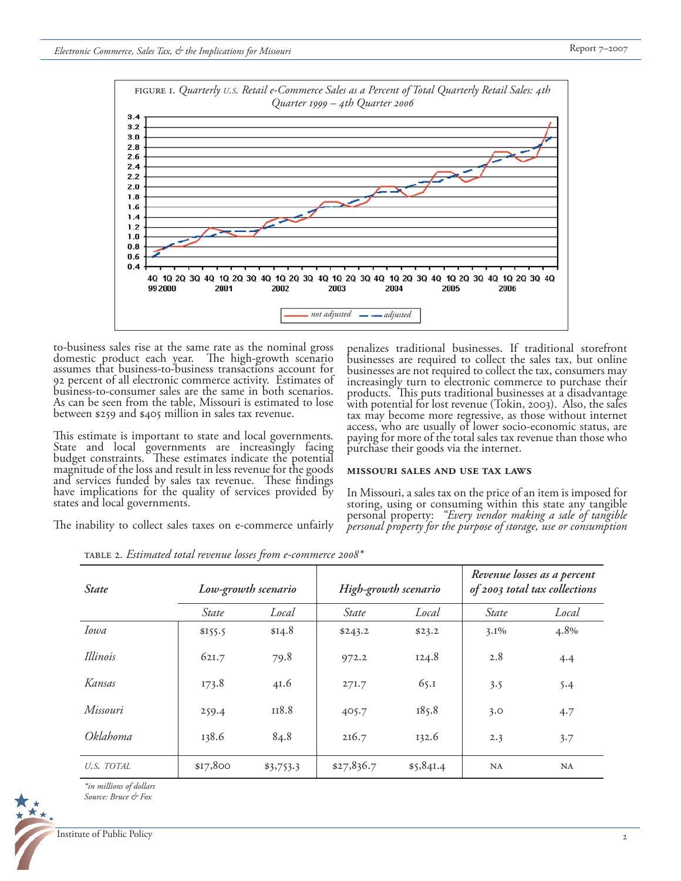FIGURE 1. *Quarterly U.S. Retail e-Commerce Sales as a Percent of Total Quarterly Retail Sales: 4th Quarter 1999 – 4th Quarter 2006*

to-business sales rise at the same rate as the nominal gross domestic product each year. The high-growth scenario assumes that business-to-business transactions account for 92 percent of all electronic commerce activity. Estimates of business-to-consumer sales are the same in both scenarios. As can be seen from the table, Missouri is estimated to lose between $259 and $405 million in sales tax revenue.

This estimate is important to state and local governments. State and local governments are increasingly facing budget constraints. These estimates indicate the potential magnitude of the loss and result in less revenue for the goods and services funded by sales tax revenue. These findings have implications for the quality of services provided by states and local governments.

The inability to collect sales taxes on e-commerce unfairly penalizes traditional businesses. If traditional storefront businesses are required to collect the sales tax, but online businesses are not required to collect the tax, consumers may increasingly turn to electronic commerce to purchase their products. This puts traditional businesses at a disadvantage with potential for lost revenue (Tokin, 2003). Also, the sales tax may become more regressive, as those without internet access, who are usually of lower socio-economic status, are paying for more of the total sales tax revenue than those who purchase their goods via the internet.

### MISSOURI SALES AND USE TAX LAWS

In Missouri, a sales tax on the price of an item is imposed for storing, using or consuming within this state any tangible personal property: *"Every vendor making a sale of tangible personal property for the purpose of storage, use or consumption*

TABLE 2. *Estimated total revenue losses from e-commerce 2008\**

| *State* | *Low-growth scenario* | | *High-growth scenario* | | *Revenue losses as a percent of 2003 total tax collections* | |
|---|---|---|---|---|---|---|
| | *State* | *Local* | *State* | *Local* | *State* | *Local* |
| *Iowa* | $155.5 | $14.8 | $243.2 | $23.2 | 3.1% | 4.8% |
| *Illinois* | 621.7 | 79.8 | 972.2 | 124.8 | 2.8 | 4.4 |
| *Kansas* | 173.8 | 41.6 | 271.7 | 65.1 | 3.5 | 5.4 |
| *Missouri* | 259.4 | 118.8 | 405.7 | 185.8 | 3.0 | 4.7 |
| *Oklahoma* | 138.6 | 84.8 | 216.7 | 132.6 | 2.3 | 3.7 |
| *U.S. TOTAL* | $17,800 | $3,753.3 | $27,836.7 | $5,841.4 | NA | NA |

*\*in millions of dollars*
*Source: Bruce & Fox*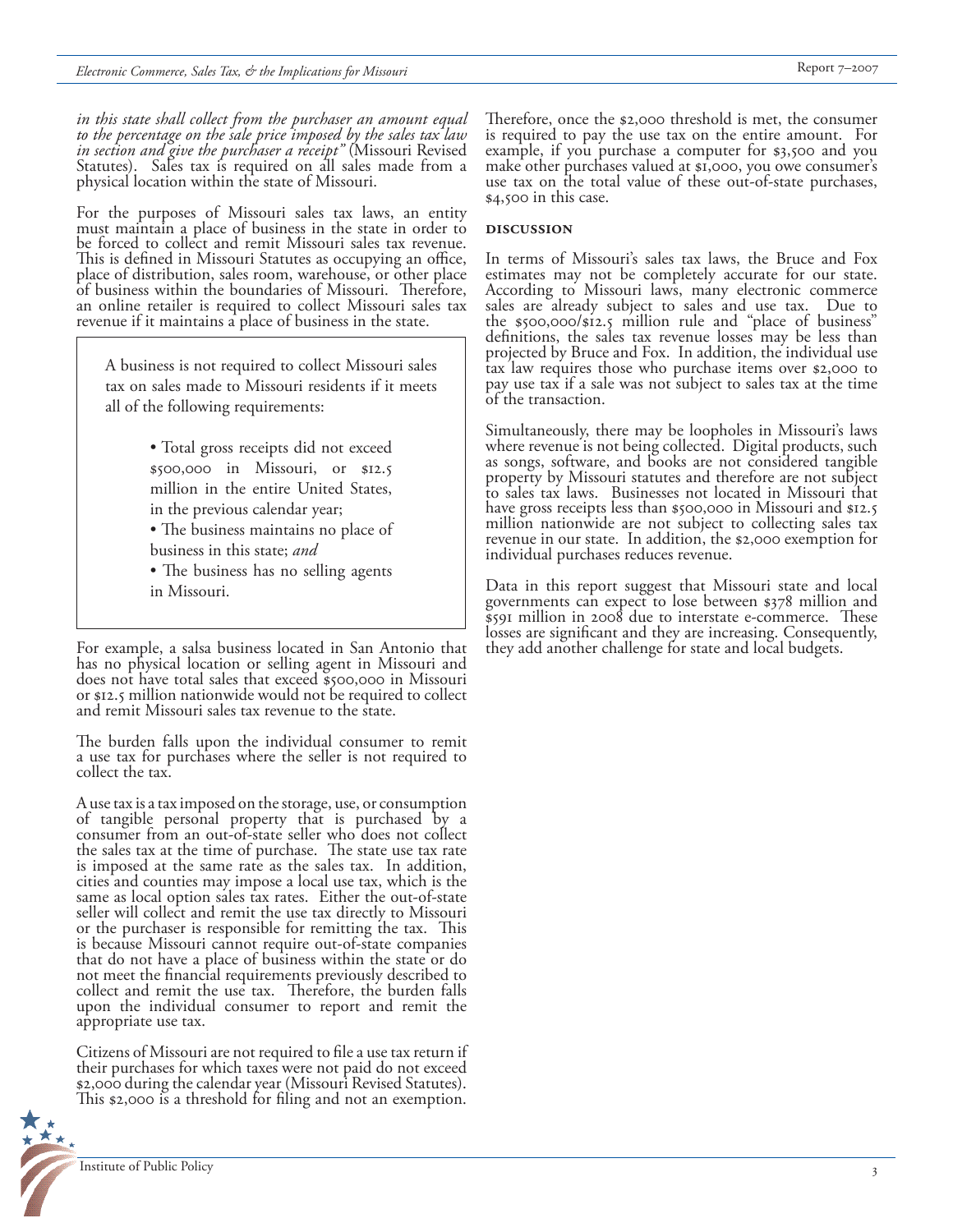*in this state shall collect from the purchaser an amount equal to the percentage on the sale price imposed by the sales tax law in section and give the purchaser a receipt"* (Missouri Revised Statutes). Sales tax is required on all sales made from a physical location within the state of Missouri.

For the purposes of Missouri sales tax laws, an entity must maintain a place of business in the state in order to be forced to collect and remit Missouri sales tax revenue. This is defined in Missouri Statutes as occupying an office, place of distribution, sales room, warehouse, or other place of business within the boundaries of Missouri. Therefore, an online retailer is required to collect Missouri sales tax revenue if it maintains a place of business in the state.

> A business is not required to collect Missouri sales tax on sales made to Missouri residents if it meets all of the following requirements:
>
> - Total gross receipts did not exceed $500,000 in Missouri, or $12.5 million in the entire United States, in the previous calendar year;
> - The business maintains no place of business in this state; *and*
> - The business has no selling agents in Missouri.

For example, a salsa business located in San Antonio that has no physical location or selling agent in Missouri and does not have total sales that exceed $500,000 in Missouri or $12.5 million nationwide would not be required to collect and remit Missouri sales tax revenue to the state.

The burden falls upon the individual consumer to remit a use tax for purchases where the seller is not required to collect the tax.

A use tax is a tax imposed on the storage, use, or consumption of tangible personal property that is purchased by a consumer from an out-of-state seller who does not collect the sales tax at the time of purchase. The state use tax rate is imposed at the same rate as the sales tax. In addition, cities and counties may impose a local use tax, which is the same as local option sales tax rates. Either the out-of-state seller will collect and remit the use tax directly to Missouri or the purchaser is responsible for remitting the tax. This is because Missouri cannot require out-of-state companies that do not have a place of business within the state or do not meet the financial requirements previously described to collect and remit the use tax. Therefore, the burden falls upon the individual consumer to report and remit the appropriate use tax.

Citizens of Missouri are not required to file a use tax return if their purchases for which taxes were not paid do not exceed $2,000 during the calendar year (Missouri Revised Statutes). This $2,000 is a threshold for filing and not an exemption. Therefore, once the $2,000 threshold is met, the consumer is required to pay the use tax on the entire amount. For example, if you purchase a computer for $3,500 and you make other purchases valued at $1,000, you owe consumer's use tax on the total value of these out-of-state purchases, $4,500 in this case.

## DISCUSSION

In terms of Missouri's sales tax laws, the Bruce and Fox estimates may not be completely accurate for our state. According to Missouri laws, many electronic commerce sales are already subject to sales and use tax. Due to the $500,000/$12.5 million rule and "place of business" definitions, the sales tax revenue losses may be less than projected by Bruce and Fox. In addition, the individual use tax law requires those who purchase items over $2,000 to pay use tax if a sale was not subject to sales tax at the time of the transaction.

Simultaneously, there may be loopholes in Missouri's laws where revenue is not being collected. Digital products, such as songs, software, and books are not considered tangible property by Missouri statutes and therefore are not subject to sales tax laws. Businesses not located in Missouri that have gross receipts less than $500,000 in Missouri and $12.5 million nationwide are not subject to collecting sales tax revenue in our state. In addition, the $2,000 exemption for individual purchases reduces revenue.

Data in this report suggest that Missouri state and local governments can expect to lose between $378 million and $591 million in 2008 due to interstate e-commerce. These losses are significant and they are increasing. Consequently, they add another challenge for state and local budgets.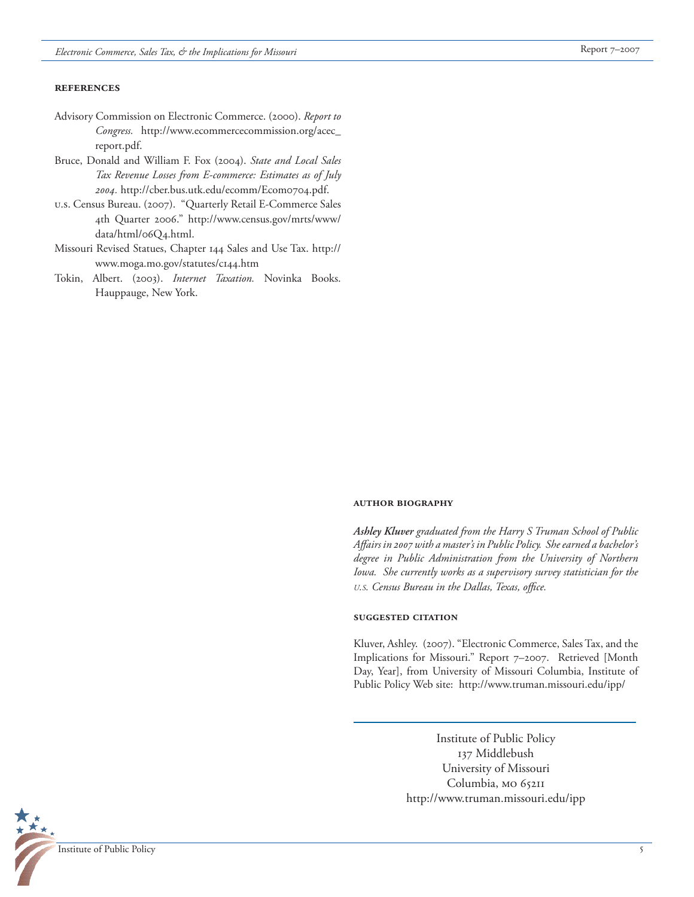## REFERENCES

Advisory Commission on Electronic Commerce. (2000). *Report to Congress.* http://www.ecommercecommission.org/acec_report.pdf.

Bruce, Donald and William F. Fox (2004). *State and Local Sales Tax Revenue Losses from E-commerce: Estimates as of July 2004.* http://cber.bus.utk.edu/ecomm/Ecom0704.pdf.

U.S. Census Bureau. (2007). "Quarterly Retail E-Commerce Sales 4th Quarter 2006." http://www.census.gov/mrts/www/data/html/06Q4.html.

Missouri Revised Statues, Chapter 144 Sales and Use Tax. http://www.moga.mo.gov/statutes/c144.htm

Tokin, Albert. (2003). *Internet Taxation.* Novinka Books. Hauppauge, New York.

## AUTHOR BIOGRAPHY

***Ashley Kluver*** *graduated from the Harry S Truman School of Public Affairs in 2007 with a master's in Public Policy. She earned a bachelor's degree in Public Administration from the University of Northern Iowa. She currently works as a supervisory survey statistician for the U.S. Census Bureau in the Dallas, Texas, office.*

## SUGGESTED CITATION

Kluver, Ashley. (2007). "Electronic Commerce, Sales Tax, and the Implications for Missouri." Report 7–2007. Retrieved [Month Day, Year], from University of Missouri Columbia, Institute of Public Policy Web site: http://www.truman.missouri.edu/ipp/

Institute of Public Policy
137 Middlebush
University of Missouri
Columbia, MO 65211
http://www.truman.missouri.edu/ipp